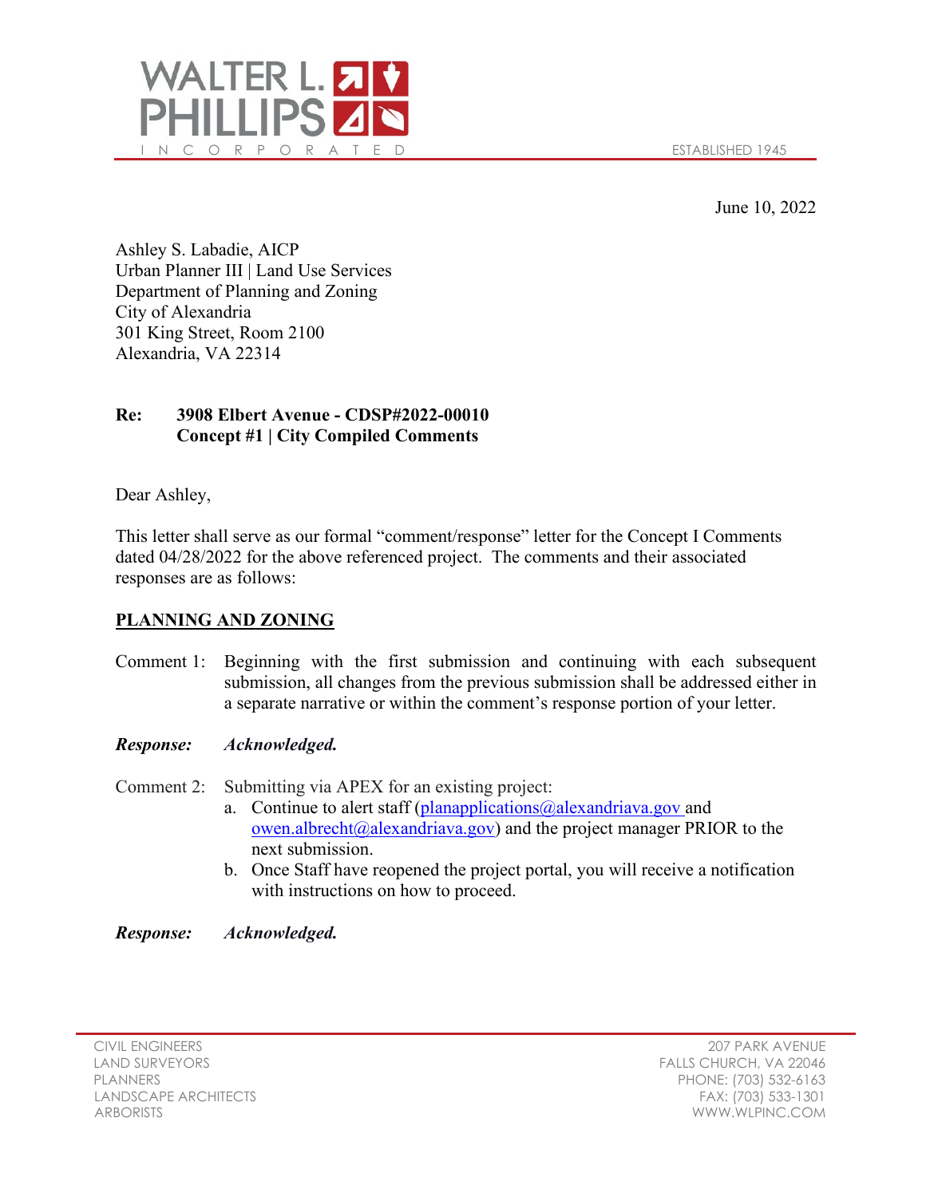June 10, 2022

Ashley S. Labadie, AICP
Urban Planner III | Land Use Services
Department of Planning and Zoning
City of Alexandria
301 King Street, Room 2100
Alexandria, VA 22314

**Re: 3908 Elbert Avenue - CDSP#2022-00010**
**Concept #1 | City Compiled Comments**

Dear Ashley,

This letter shall serve as our formal "comment/response" letter for the Concept I Comments dated 04/28/2022 for the above referenced project. The comments and their associated responses are as follows:

## PLANNING AND ZONING

Comment 1: Beginning with the first submission and continuing with each subsequent submission, all changes from the previous submission shall be addressed either in a separate narrative or within the comment's response portion of your letter.

***Response: Acknowledged.***

Comment 2: Submitting via APEX for an existing project:

a. Continue to alert staff (planapplications@alexandriava.gov and owen.albrecht@alexandriava.gov) and the project manager PRIOR to the next submission.
b. Once Staff have reopened the project portal, you will receive a notification with instructions on how to proceed.

***Response: Acknowledged.***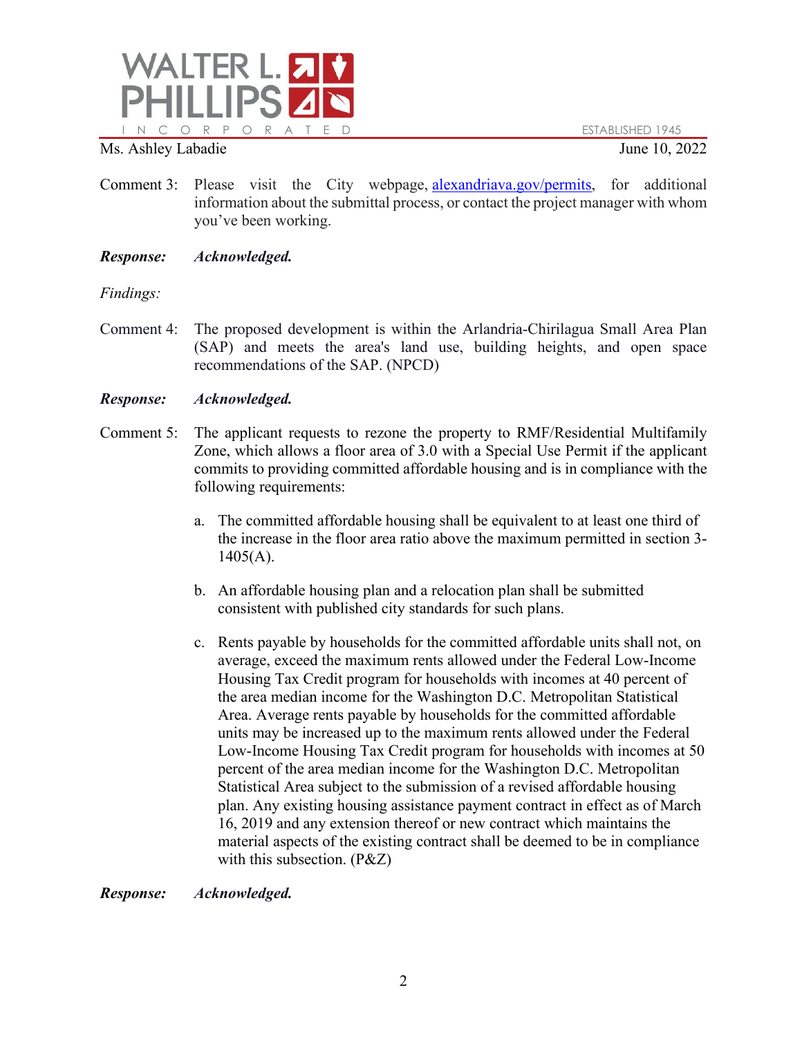Comment 3: Please visit the City webpage, [alexandriava.gov/permits](alexandriava.gov/permits), for additional information about the submittal process, or contact the project manager with whom you've been working.

***Response:*** ***Acknowledged.***

*Findings:*

Comment 4: The proposed development is within the Arlandria-Chirilagua Small Area Plan (SAP) and meets the area's land use, building heights, and open space recommendations of the SAP. (NPCD)

***Response:*** ***Acknowledged.***

Comment 5: The applicant requests to rezone the property to RMF/Residential Multifamily Zone, which allows a floor area of 3.0 with a Special Use Permit if the applicant commits to providing committed affordable housing and is in compliance with the following requirements:

a. The committed affordable housing shall be equivalent to at least one third of the increase in the floor area ratio above the maximum permitted in section 3-1405(A).

b. An affordable housing plan and a relocation plan shall be submitted consistent with published city standards for such plans.

c. Rents payable by households for the committed affordable units shall not, on average, exceed the maximum rents allowed under the Federal Low-Income Housing Tax Credit program for households with incomes at 40 percent of the area median income for the Washington D.C. Metropolitan Statistical Area. Average rents payable by households for the committed affordable units may be increased up to the maximum rents allowed under the Federal Low-Income Housing Tax Credit program for households with incomes at 50 percent of the area median income for the Washington D.C. Metropolitan Statistical Area subject to the submission of a revised affordable housing plan. Any existing housing assistance payment contract in effect as of March 16, 2019 and any extension thereof or new contract which maintains the material aspects of the existing contract shall be deemed to be in compliance with this subsection. (P&Z)

***Response:*** ***Acknowledged.***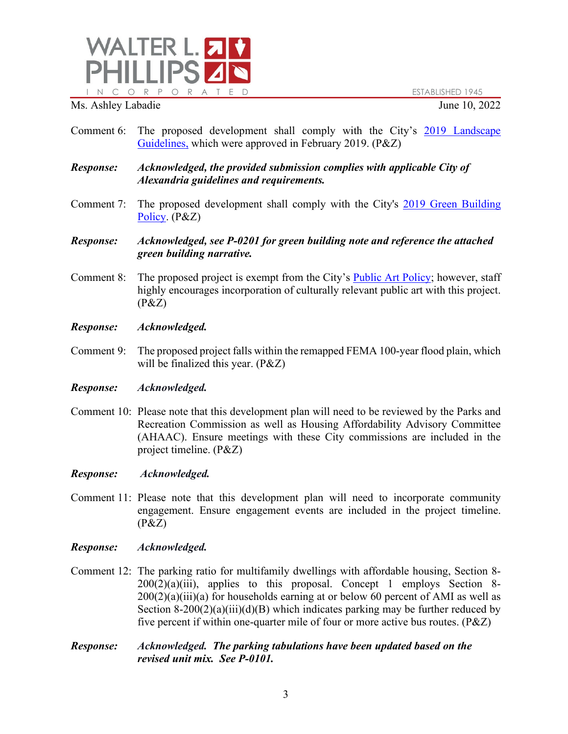Comment 6: The proposed development shall comply with the City's 2019 Landscape Guidelines, which were approved in February 2019. (P&Z)

***Response:*** ***Acknowledged, the provided submission complies with applicable City of Alexandria guidelines and requirements.***

Comment 7: The proposed development shall comply with the City's 2019 Green Building Policy. (P&Z)

***Response:*** ***Acknowledged, see P-0201 for green building note and reference the attached green building narrative.***

Comment 8: The proposed project is exempt from the City's Public Art Policy; however, staff highly encourages incorporation of culturally relevant public art with this project. (P&Z)

***Response:*** ***Acknowledged.***

Comment 9: The proposed project falls within the remapped FEMA 100-year flood plain, which will be finalized this year. (P&Z)

***Response:*** ***Acknowledged.***

Comment 10: Please note that this development plan will need to be reviewed by the Parks and Recreation Commission as well as Housing Affordability Advisory Committee (AHAAC). Ensure meetings with these City commissions are included in the project timeline. (P&Z)

***Response:*** ***Acknowledged.***

Comment 11: Please note that this development plan will need to incorporate community engagement. Ensure engagement events are included in the project timeline. (P&Z)

***Response:*** ***Acknowledged.***

Comment 12: The parking ratio for multifamily dwellings with affordable housing, Section 8-200(2)(a)(iii), applies to this proposal. Concept 1 employs Section 8-200(2)(a)(iii)(a) for households earning at or below 60 percent of AMI as well as Section 8-200(2)(a)(iii)(d)(B) which indicates parking may be further reduced by five percent if within one-quarter mile of four or more active bus routes. (P&Z)

***Response:*** ***Acknowledged. The parking tabulations have been updated based on the revised unit mix. See P-0101.***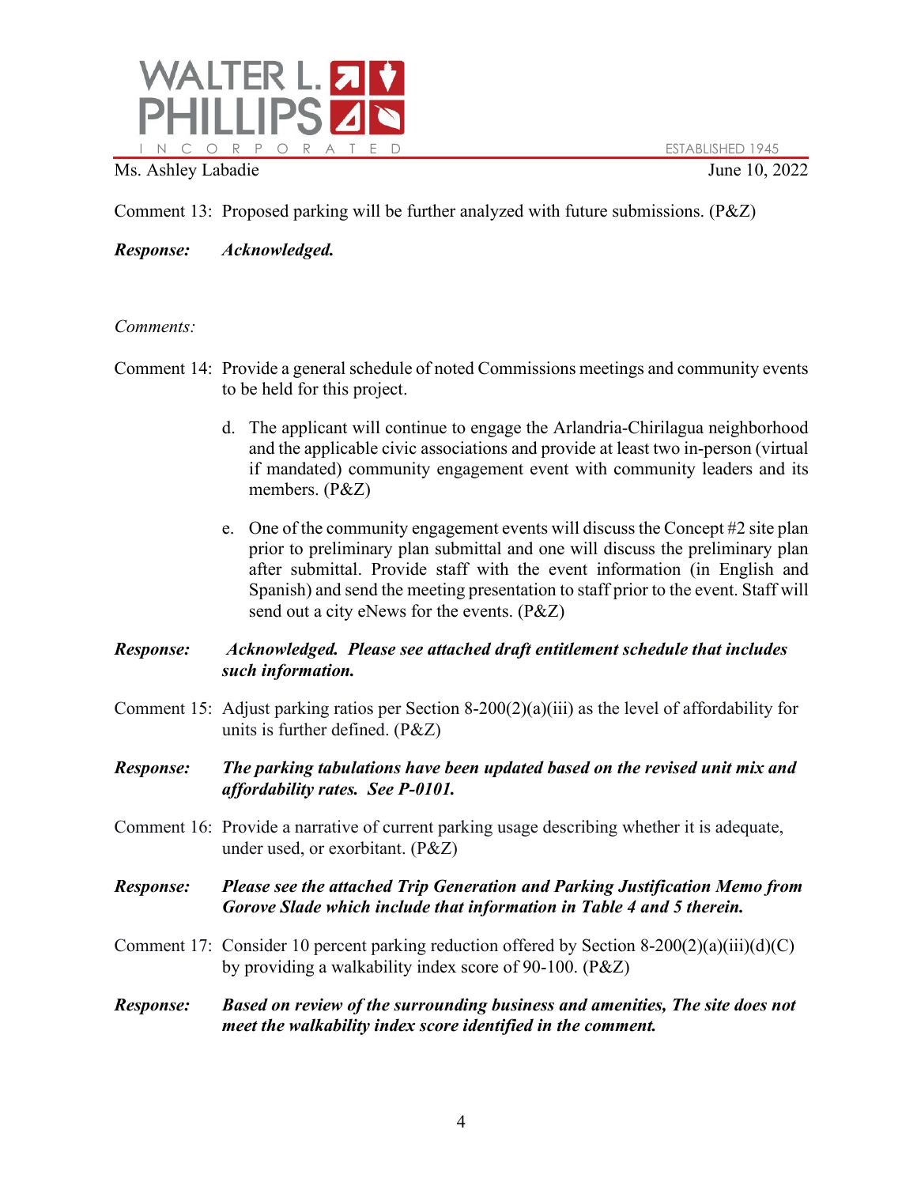Comment 13: Proposed parking will be further analyzed with future submissions. (P&Z)

***Response:*** ***Acknowledged.***

*Comments:*

Comment 14: Provide a general schedule of noted Commissions meetings and community events to be held for this project.

d. The applicant will continue to engage the Arlandria-Chirilagua neighborhood and the applicable civic associations and provide at least two in-person (virtual if mandated) community engagement event with community leaders and its members. (P&Z)

e. One of the community engagement events will discuss the Concept #2 site plan prior to preliminary plan submittal and one will discuss the preliminary plan after submittal. Provide staff with the event information (in English and Spanish) and send the meeting presentation to staff prior to the event. Staff will send out a city eNews for the events. (P&Z)

***Response:*** ***Acknowledged. Please see attached draft entitlement schedule that includes such information.***

Comment 15: Adjust parking ratios per Section 8-200(2)(a)(iii) as the level of affordability for units is further defined. (P&Z)

***Response:*** ***The parking tabulations have been updated based on the revised unit mix and affordability rates. See P-0101.***

Comment 16: Provide a narrative of current parking usage describing whether it is adequate, under used, or exorbitant. (P&Z)

***Response:*** ***Please see the attached Trip Generation and Parking Justification Memo from Gorove Slade which include that information in Table 4 and 5 therein.***

Comment 17: Consider 10 percent parking reduction offered by Section 8-200(2)(a)(iii)(d)(C) by providing a walkability index score of 90-100. (P&Z)

***Response:*** ***Based on review of the surrounding business and amenities, The site does not meet the walkability index score identified in the comment.***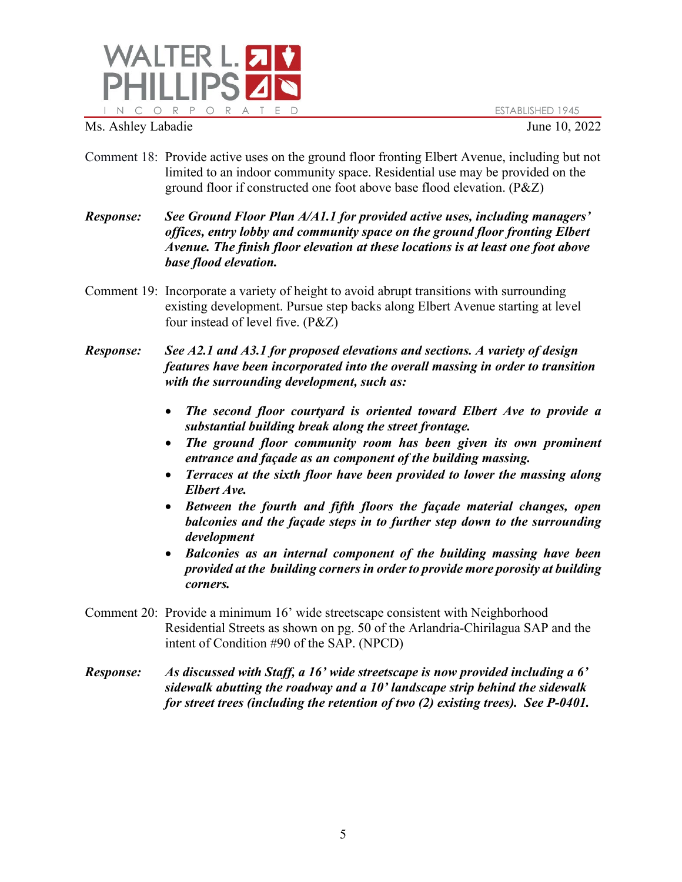Comment 18: Provide active uses on the ground floor fronting Elbert Avenue, including but not limited to an indoor community space. Residential use may be provided on the ground floor if constructed one foot above base flood elevation. (P&Z)

***Response:*** ***See Ground Floor Plan A/A1.1 for provided active uses, including managers' offices, entry lobby and community space on the ground floor fronting Elbert Avenue. The finish floor elevation at these locations is at least one foot above base flood elevation.***

Comment 19: Incorporate a variety of height to avoid abrupt transitions with surrounding existing development. Pursue step backs along Elbert Avenue starting at level four instead of level five. (P&Z)

***Response:*** ***See A2.1 and A3.1 for proposed elevations and sections. A variety of design features have been incorporated into the overall massing in order to transition with the surrounding development, such as:***

- ***The second floor courtyard is oriented toward Elbert Ave to provide a substantial building break along the street frontage.***
- ***The ground floor community room has been given its own prominent entrance and façade as an component of the building massing.***
- ***Terraces at the sixth floor have been provided to lower the massing along Elbert Ave.***
- ***Between the fourth and fifth floors the façade material changes, open balconies and the façade steps in to further step down to the surrounding development***
- ***Balconies as an internal component of the building massing have been provided at the building corners in order to provide more porosity at building corners.***

Comment 20: Provide a minimum 16' wide streetscape consistent with Neighborhood Residential Streets as shown on pg. 50 of the Arlandria-Chirilagua SAP and the intent of Condition #90 of the SAP. (NPCD)

***Response:*** ***As discussed with Staff, a 16' wide streetscape is now provided including a 6' sidewalk abutting the roadway and a 10' landscape strip behind the sidewalk for street trees (including the retention of two (2) existing trees). See P-0401.***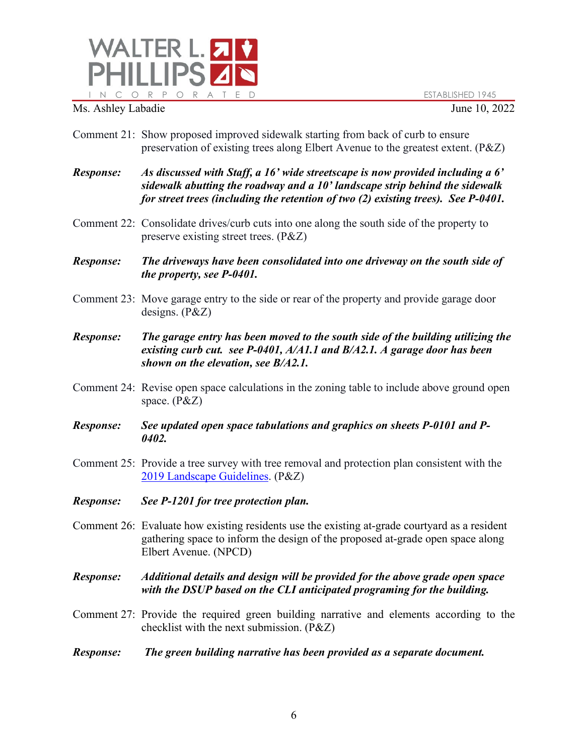Ms. Ashley Labadie June 10, 2022

Comment 21: Show proposed improved sidewalk starting from back of curb to ensure preservation of existing trees along Elbert Avenue to the greatest extent. (P&Z)

***Response:*** ***As discussed with Staff, a 16' wide streetscape is now provided including a 6' sidewalk abutting the roadway and a 10' landscape strip behind the sidewalk for street trees (including the retention of two (2) existing trees). See P-0401.***

Comment 22: Consolidate drives/curb cuts into one along the south side of the property to preserve existing street trees. (P&Z)

***Response:*** ***The driveways have been consolidated into one driveway on the south side of the property, see P-0401.***

Comment 23: Move garage entry to the side or rear of the property and provide garage door designs. (P&Z)

***Response:*** ***The garage entry has been moved to the south side of the building utilizing the existing curb cut. see P-0401, A/A1.1 and B/A2.1. A garage door has been shown on the elevation, see B/A2.1.***

Comment 24: Revise open space calculations in the zoning table to include above ground open space. (P&Z)

***Response:*** ***See updated open space tabulations and graphics on sheets P-0101 and P-0402.***

Comment 25: Provide a tree survey with tree removal and protection plan consistent with the 2019 Landscape Guidelines. (P&Z)

***Response:*** ***See P-1201 for tree protection plan.***

Comment 26: Evaluate how existing residents use the existing at-grade courtyard as a resident gathering space to inform the design of the proposed at-grade open space along Elbert Avenue. (NPCD)

***Response:*** ***Additional details and design will be provided for the above grade open space with the DSUP based on the CLI anticipated programing for the building.***

Comment 27: Provide the required green building narrative and elements according to the checklist with the next submission. (P&Z)

***Response:*** ***The green building narrative has been provided as a separate document.***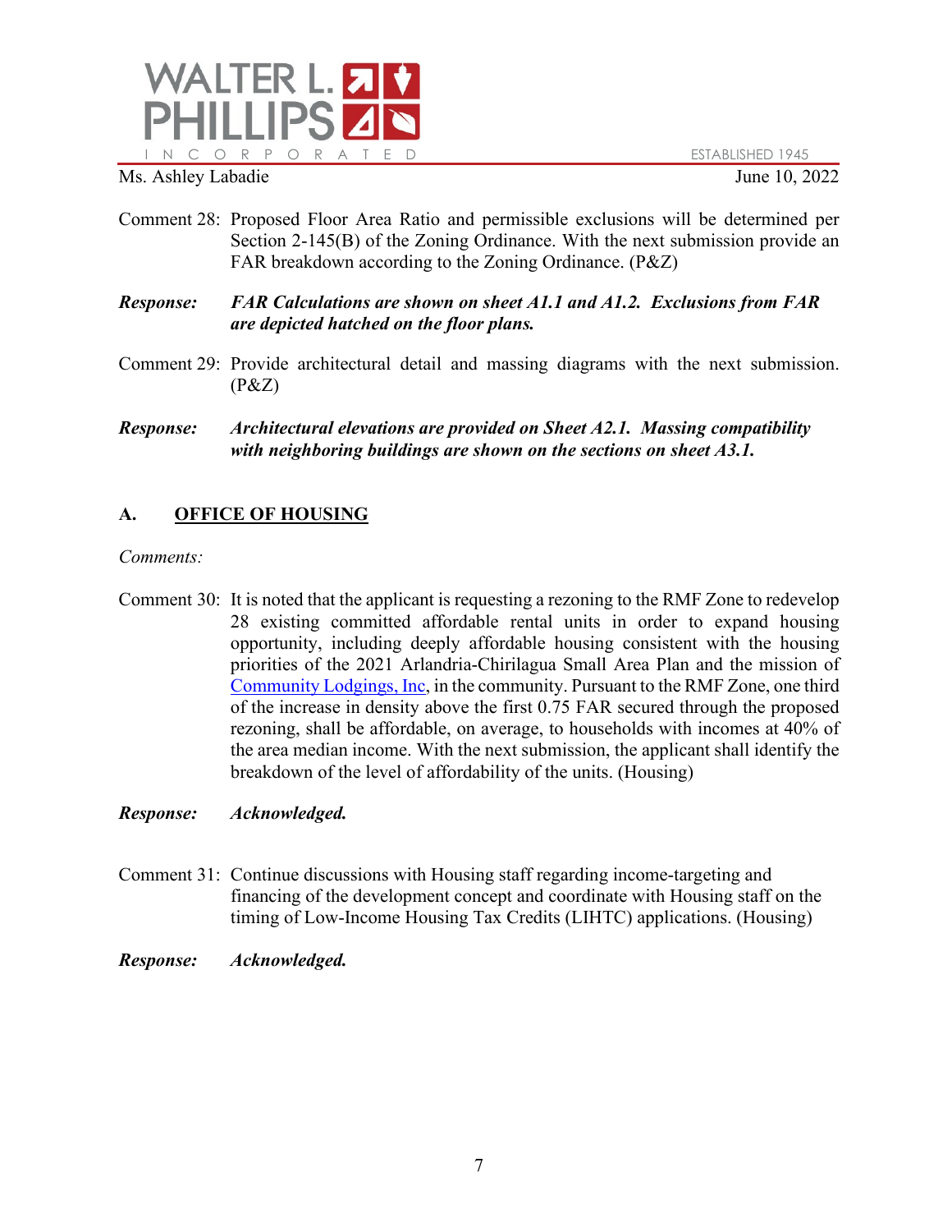Comment 28: Proposed Floor Area Ratio and permissible exclusions will be determined per Section 2-145(B) of the Zoning Ordinance. With the next submission provide an FAR breakdown according to the Zoning Ordinance. (P&Z)

***Response:*** ***FAR Calculations are shown on sheet A1.1 and A1.2. Exclusions from FAR are depicted hatched on the floor plans.***

Comment 29: Provide architectural detail and massing diagrams with the next submission. (P&Z)

***Response:*** ***Architectural elevations are provided on Sheet A2.1. Massing compatibility with neighboring buildings are shown on the sections on sheet A3.1.***

## A. OFFICE OF HOUSING

*Comments:*

Comment 30: It is noted that the applicant is requesting a rezoning to the RMF Zone to redevelop 28 existing committed affordable rental units in order to expand housing opportunity, including deeply affordable housing consistent with the housing priorities of the 2021 Arlandria-Chirilagua Small Area Plan and the mission of Community Lodgings, Inc, in the community. Pursuant to the RMF Zone, one third of the increase in density above the first 0.75 FAR secured through the proposed rezoning, shall be affordable, on average, to households with incomes at 40% of the area median income. With the next submission, the applicant shall identify the breakdown of the level of affordability of the units. (Housing)

***Response:*** ***Acknowledged.***

Comment 31: Continue discussions with Housing staff regarding income-targeting and financing of the development concept and coordinate with Housing staff on the timing of Low-Income Housing Tax Credits (LIHTC) applications. (Housing)

***Response:*** ***Acknowledged.***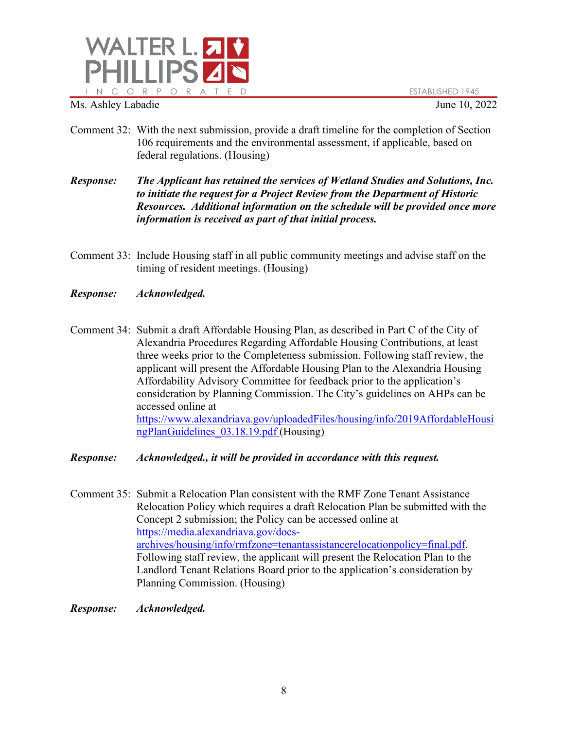Ms. Ashley Labadie June 10, 2022

Comment 32: With the next submission, provide a draft timeline for the completion of Section 106 requirements and the environmental assessment, if applicable, based on federal regulations. (Housing)

***Response:*** ***The Applicant has retained the services of Wetland Studies and Solutions, Inc. to initiate the request for a Project Review from the Department of Historic Resources. Additional information on the schedule will be provided once more information is received as part of that initial process.***

Comment 33: Include Housing staff in all public community meetings and advise staff on the timing of resident meetings. (Housing)

***Response:*** ***Acknowledged.***

Comment 34: Submit a draft Affordable Housing Plan, as described in Part C of the City of Alexandria Procedures Regarding Affordable Housing Contributions, at least three weeks prior to the Completeness submission. Following staff review, the applicant will present the Affordable Housing Plan to the Alexandria Housing Affordability Advisory Committee for feedback prior to the application's consideration by Planning Commission. The City's guidelines on AHPs can be accessed online at https://www.alexandriava.gov/uploadedFiles/housing/info/2019AffordableHousingPlanGuidelines_03.18.19.pdf (Housing)

***Response:*** ***Acknowledged., it will be provided in accordance with this request.***

Comment 35: Submit a Relocation Plan consistent with the RMF Zone Tenant Assistance Relocation Policy which requires a draft Relocation Plan be submitted with the Concept 2 submission; the Policy can be accessed online at https://media.alexandriava.gov/docs-archives/housing/info/rmfzone=tenantassistancerelocationpolicy=final.pdf. Following staff review, the applicant will present the Relocation Plan to the Landlord Tenant Relations Board prior to the application's consideration by Planning Commission. (Housing)

***Response:*** ***Acknowledged.***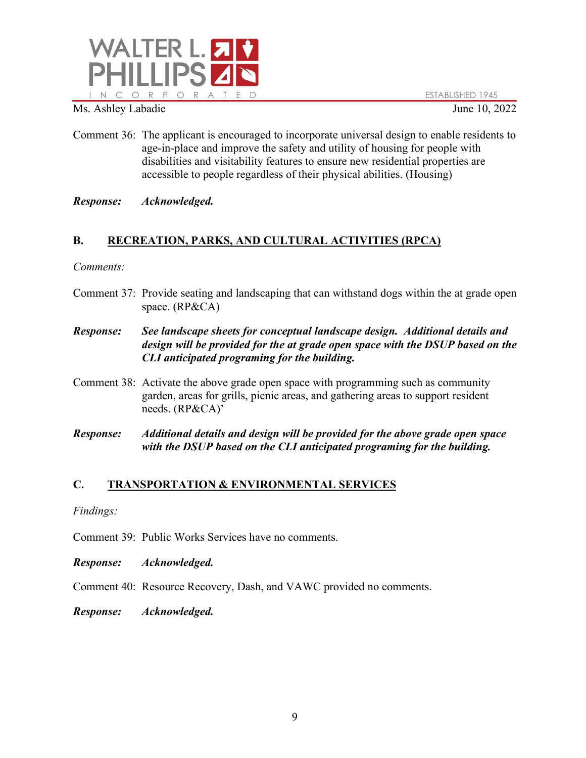Comment 36: The applicant is encouraged to incorporate universal design to enable residents to age-in-place and improve the safety and utility of housing for people with disabilities and visitability features to ensure new residential properties are accessible to people regardless of their physical abilities. (Housing)

***Response:*** ***Acknowledged.***

## B. RECREATION, PARKS, AND CULTURAL ACTIVITIES (RPCA)

*Comments:*

Comment 37: Provide seating and landscaping that can withstand dogs within the at grade open space. (RP&CA)

***Response:*** ***See landscape sheets for conceptual landscape design. Additional details and design will be provided for the at grade open space with the DSUP based on the CLI anticipated programing for the building.***

Comment 38: Activate the above grade open space with programming such as community garden, areas for grills, picnic areas, and gathering areas to support resident needs. (RP&CA)'

***Response:*** ***Additional details and design will be provided for the above grade open space with the DSUP based on the CLI anticipated programing for the building.***

## C. TRANSPORTATION & ENVIRONMENTAL SERVICES

*Findings:*

Comment 39: Public Works Services have no comments.

***Response:*** ***Acknowledged.***

Comment 40: Resource Recovery, Dash, and VAWC provided no comments.

***Response:*** ***Acknowledged.***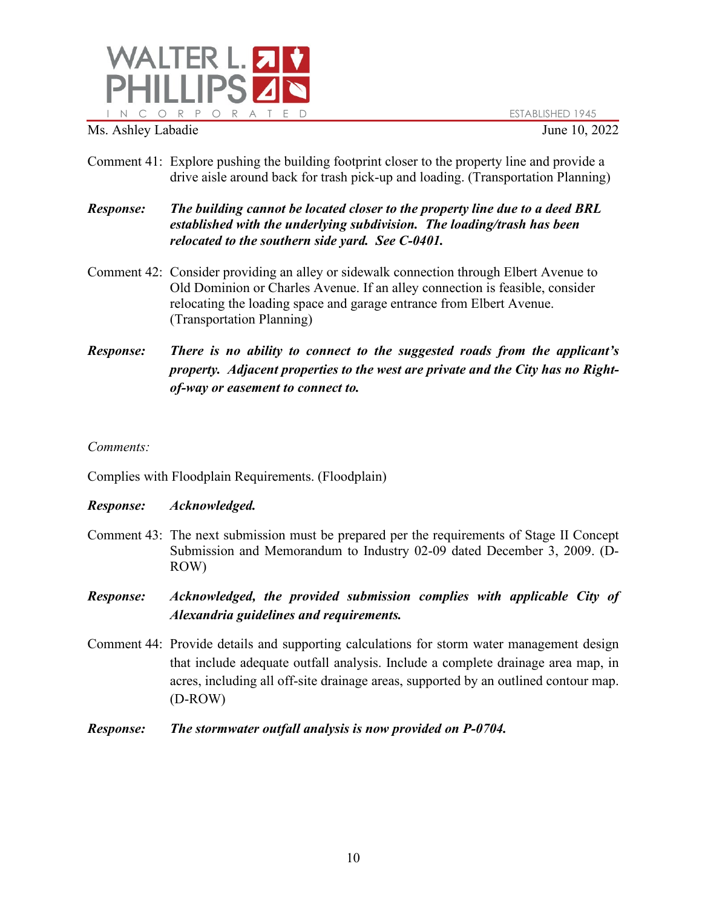Comment 41: Explore pushing the building footprint closer to the property line and provide a drive aisle around back for trash pick-up and loading. (Transportation Planning)

***Response:*** ***The building cannot be located closer to the property line due to a deed BRL established with the underlying subdivision. The loading/trash has been relocated to the southern side yard. See C-0401.***

Comment 42: Consider providing an alley or sidewalk connection through Elbert Avenue to Old Dominion or Charles Avenue. If an alley connection is feasible, consider relocating the loading space and garage entrance from Elbert Avenue. (Transportation Planning)

***Response:*** ***There is no ability to connect to the suggested roads from the applicant's property. Adjacent properties to the west are private and the City has no Right-of-way or easement to connect to.***

*Comments:*

Complies with Floodplain Requirements. (Floodplain)

***Response:*** ***Acknowledged.***

Comment 43: The next submission must be prepared per the requirements of Stage II Concept Submission and Memorandum to Industry 02-09 dated December 3, 2009. (D-ROW)

***Response:*** ***Acknowledged, the provided submission complies with applicable City of Alexandria guidelines and requirements.***

Comment 44: Provide details and supporting calculations for storm water management design that include adequate outfall analysis. Include a complete drainage area map, in acres, including all off-site drainage areas, supported by an outlined contour map. (D-ROW)

***Response:*** ***The stormwater outfall analysis is now provided on P-0704.***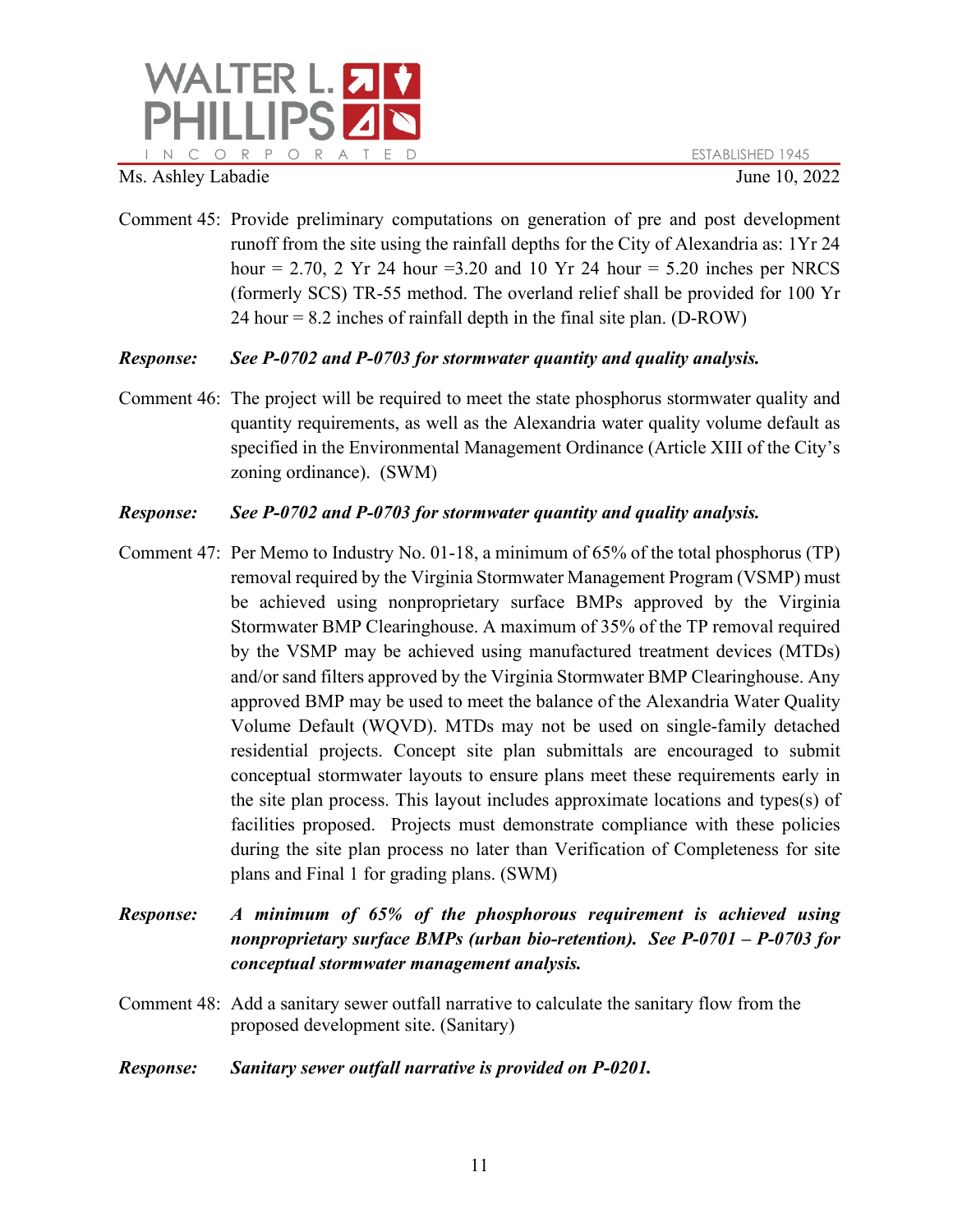Comment 45: Provide preliminary computations on generation of pre and post development runoff from the site using the rainfall depths for the City of Alexandria as: 1Yr 24 hour = 2.70, 2 Yr 24 hour =3.20 and 10 Yr 24 hour = 5.20 inches per NRCS (formerly SCS) TR-55 method. The overland relief shall be provided for 100 Yr 24 hour = 8.2 inches of rainfall depth in the final site plan. (D-ROW)

***Response:*** ***See P-0702 and P-0703 for stormwater quantity and quality analysis.***

Comment 46: The project will be required to meet the state phosphorus stormwater quality and quantity requirements, as well as the Alexandria water quality volume default as specified in the Environmental Management Ordinance (Article XIII of the City's zoning ordinance). (SWM)

***Response:*** ***See P-0702 and P-0703 for stormwater quantity and quality analysis.***

Comment 47: Per Memo to Industry No. 01-18, a minimum of 65% of the total phosphorus (TP) removal required by the Virginia Stormwater Management Program (VSMP) must be achieved using nonproprietary surface BMPs approved by the Virginia Stormwater BMP Clearinghouse. A maximum of 35% of the TP removal required by the VSMP may be achieved using manufactured treatment devices (MTDs) and/or sand filters approved by the Virginia Stormwater BMP Clearinghouse. Any approved BMP may be used to meet the balance of the Alexandria Water Quality Volume Default (WQVD). MTDs may not be used on single-family detached residential projects. Concept site plan submittals are encouraged to submit conceptual stormwater layouts to ensure plans meet these requirements early in the site plan process. This layout includes approximate locations and types(s) of facilities proposed. Projects must demonstrate compliance with these policies during the site plan process no later than Verification of Completeness for site plans and Final 1 for grading plans. (SWM)

***Response:*** ***A minimum of 65% of the phosphorous requirement is achieved using nonproprietary surface BMPs (urban bio-retention). See P-0701 – P-0703 for conceptual stormwater management analysis.***

Comment 48: Add a sanitary sewer outfall narrative to calculate the sanitary flow from the proposed development site. (Sanitary)

***Response:*** ***Sanitary sewer outfall narrative is provided on P-0201.***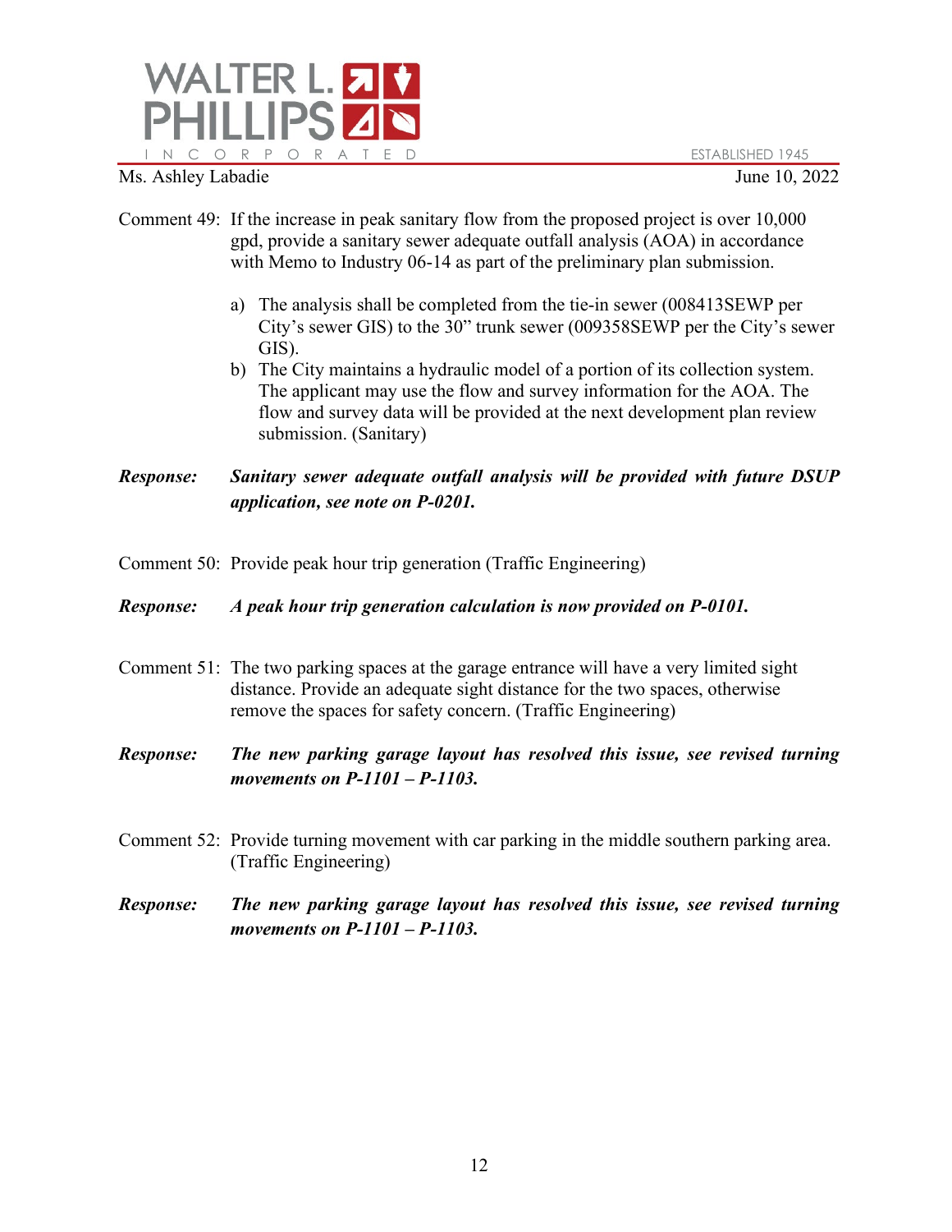Comment 49: If the increase in peak sanitary flow from the proposed project is over 10,000 gpd, provide a sanitary sewer adequate outfall analysis (AOA) in accordance with Memo to Industry 06-14 as part of the preliminary plan submission.

a) The analysis shall be completed from the tie-in sewer (008413SEWP per City's sewer GIS) to the 30" trunk sewer (009358SEWP per the City's sewer GIS).
b) The City maintains a hydraulic model of a portion of its collection system. The applicant may use the flow and survey information for the AOA. The flow and survey data will be provided at the next development plan review submission. (Sanitary)

***Response:*** ***Sanitary sewer adequate outfall analysis will be provided with future DSUP application, see note on P-0201.***

Comment 50: Provide peak hour trip generation (Traffic Engineering)

***Response:*** ***A peak hour trip generation calculation is now provided on P-0101.***

Comment 51: The two parking spaces at the garage entrance will have a very limited sight distance. Provide an adequate sight distance for the two spaces, otherwise remove the spaces for safety concern. (Traffic Engineering)

***Response:*** ***The new parking garage layout has resolved this issue, see revised turning movements on P-1101 – P-1103.***

Comment 52: Provide turning movement with car parking in the middle southern parking area. (Traffic Engineering)

***Response:*** ***The new parking garage layout has resolved this issue, see revised turning movements on P-1101 – P-1103.***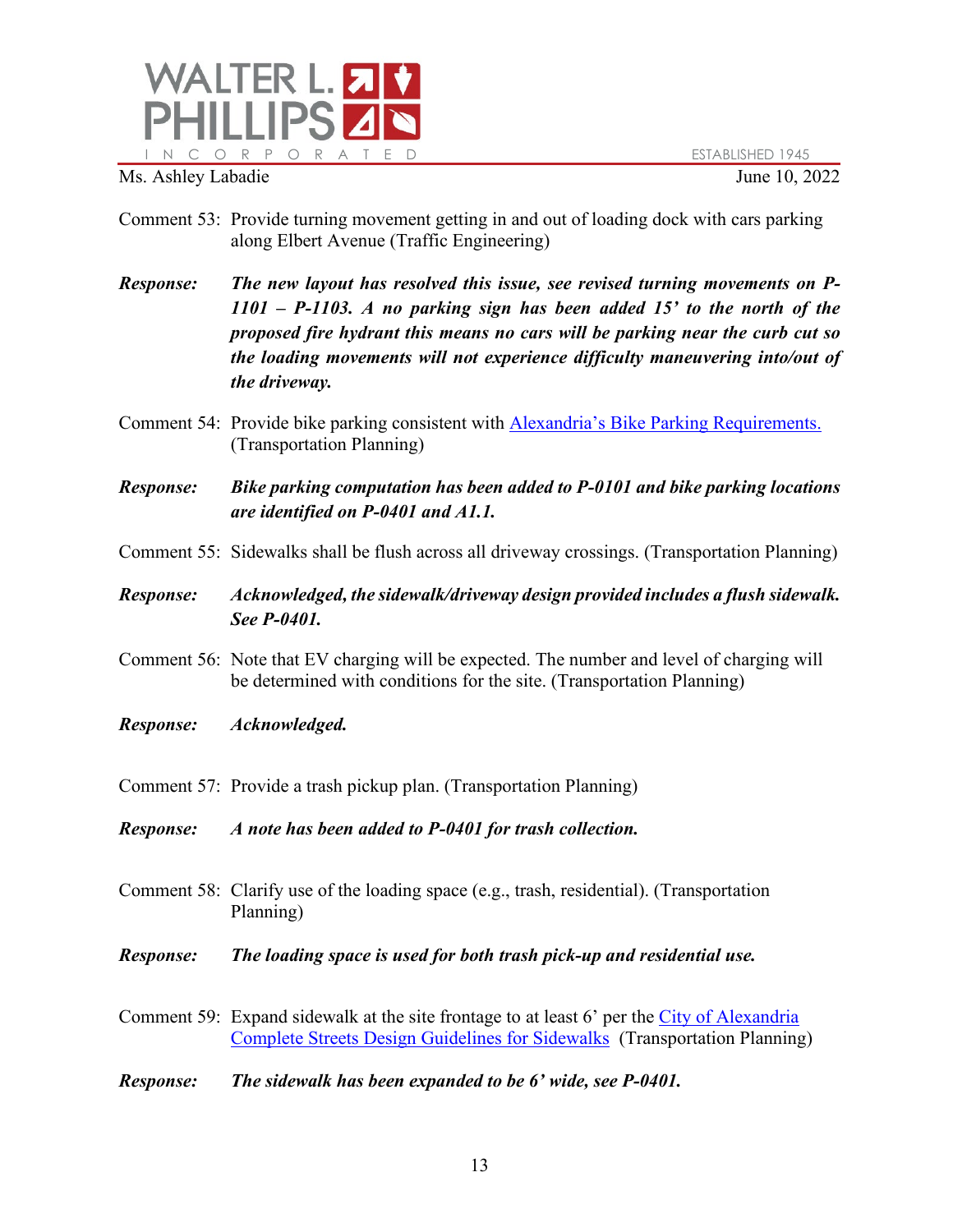Comment 53: Provide turning movement getting in and out of loading dock with cars parking along Elbert Avenue (Traffic Engineering)

***Response:*** ***The new layout has resolved this issue, see revised turning movements on P-1101 – P-1103. A no parking sign has been added 15' to the north of the proposed fire hydrant this means no cars will be parking near the curb cut so the loading movements will not experience difficulty maneuvering into/out of the driveway.***

Comment 54: Provide bike parking consistent with [Alexandria's Bike Parking Requirements.](#) (Transportation Planning)

***Response:*** ***Bike parking computation has been added to P-0101 and bike parking locations are identified on P-0401 and A1.1.***

Comment 55: Sidewalks shall be flush across all driveway crossings. (Transportation Planning)

***Response:*** ***Acknowledged, the sidewalk/driveway design provided includes a flush sidewalk. See P-0401.***

Comment 56: Note that EV charging will be expected. The number and level of charging will be determined with conditions for the site. (Transportation Planning)

***Response:*** ***Acknowledged.***

Comment 57: Provide a trash pickup plan. (Transportation Planning)

***Response:*** ***A note has been added to P-0401 for trash collection.***

Comment 58: Clarify use of the loading space (e.g., trash, residential). (Transportation Planning)

***Response:*** ***The loading space is used for both trash pick-up and residential use.***

Comment 59: Expand sidewalk at the site frontage to at least 6' per the [City of Alexandria Complete Streets Design Guidelines for Sidewalks](#) (Transportation Planning)

***Response:*** ***The sidewalk has been expanded to be 6' wide, see P-0401.***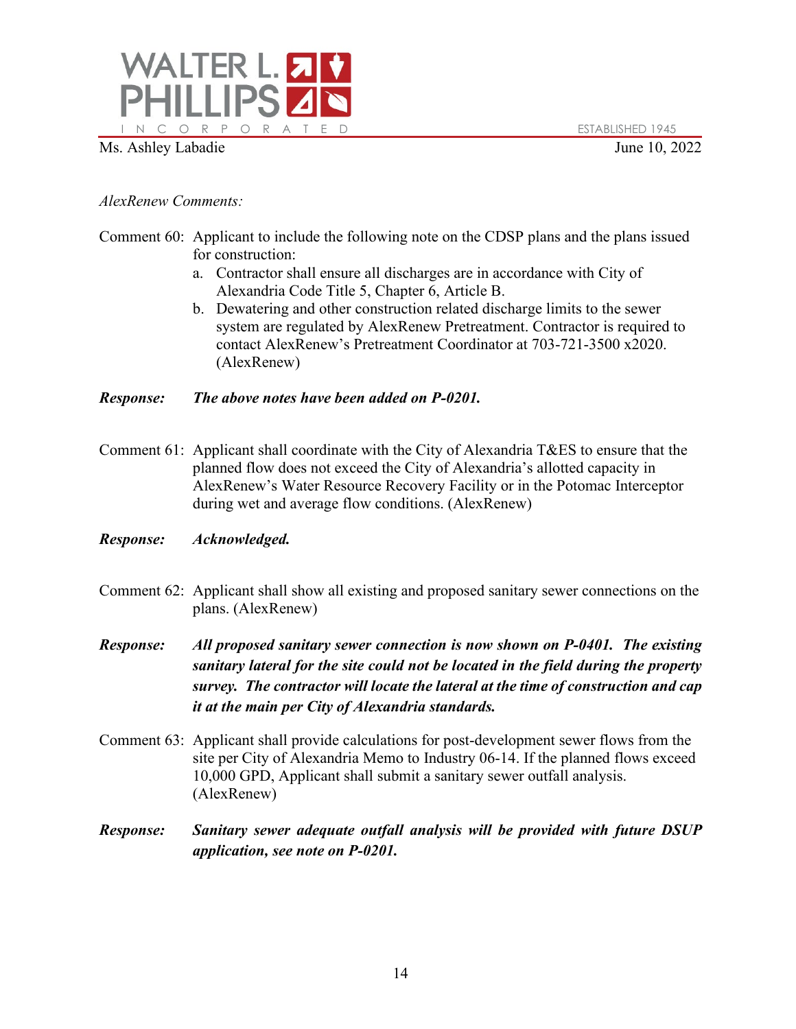*AlexRenew Comments:*

Comment 60: Applicant to include the following note on the CDSP plans and the plans issued for construction:

a. Contractor shall ensure all discharges are in accordance with City of Alexandria Code Title 5, Chapter 6, Article B.
b. Dewatering and other construction related discharge limits to the sewer system are regulated by AlexRenew Pretreatment. Contractor is required to contact AlexRenew's Pretreatment Coordinator at 703-721-3500 x2020. (AlexRenew)

***Response:*** ***The above notes have been added on P-0201.***

Comment 61: Applicant shall coordinate with the City of Alexandria T&ES to ensure that the planned flow does not exceed the City of Alexandria's allotted capacity in AlexRenew's Water Resource Recovery Facility or in the Potomac Interceptor during wet and average flow conditions. (AlexRenew)

***Response:*** ***Acknowledged.***

Comment 62: Applicant shall show all existing and proposed sanitary sewer connections on the plans. (AlexRenew)

***Response:*** ***All proposed sanitary sewer connection is now shown on P-0401. The existing sanitary lateral for the site could not be located in the field during the property survey. The contractor will locate the lateral at the time of construction and cap it at the main per City of Alexandria standards.***

Comment 63: Applicant shall provide calculations for post-development sewer flows from the site per City of Alexandria Memo to Industry 06-14. If the planned flows exceed 10,000 GPD, Applicant shall submit a sanitary sewer outfall analysis. (AlexRenew)

***Response:*** ***Sanitary sewer adequate outfall analysis will be provided with future DSUP application, see note on P-0201.***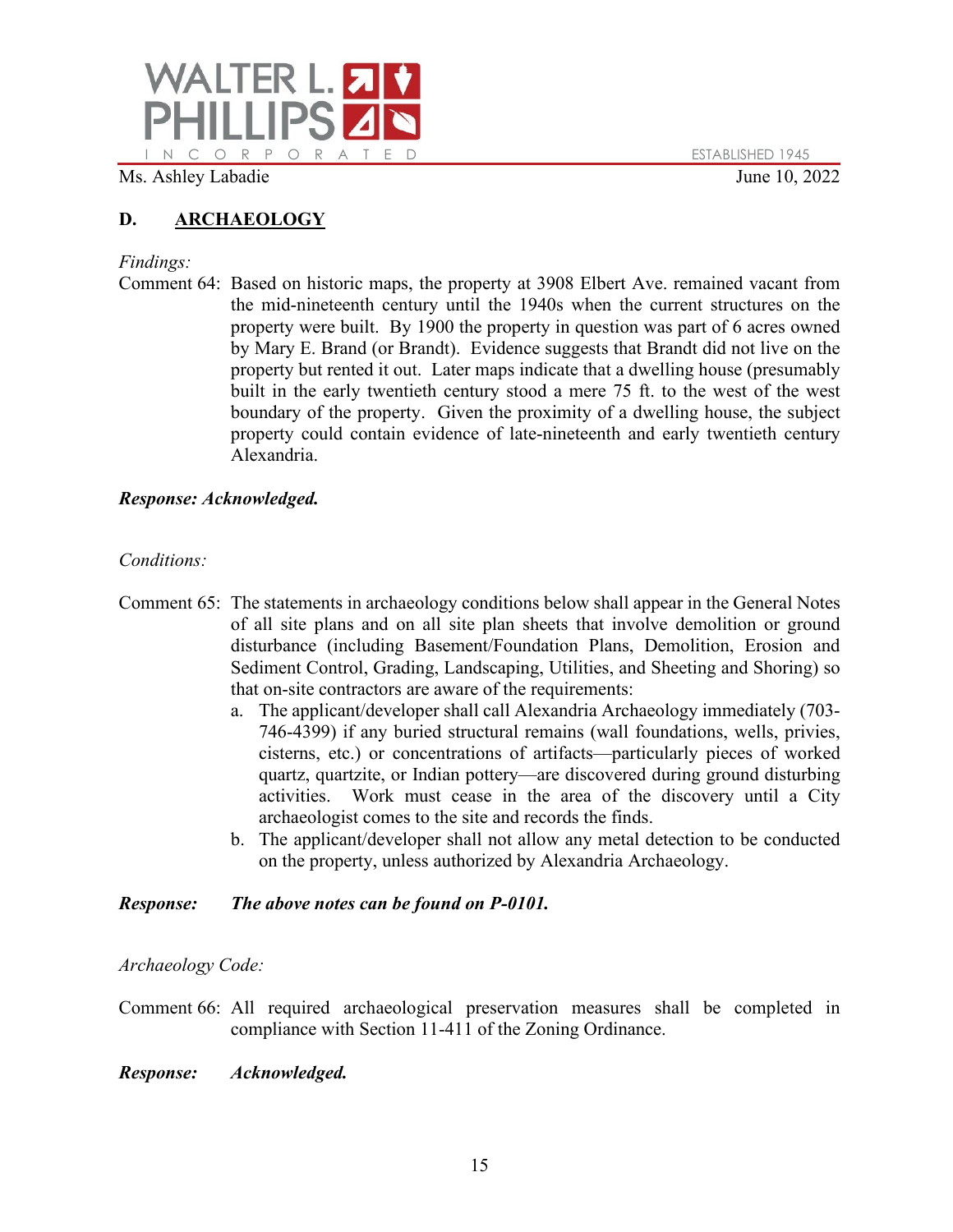Ms. Ashley Labadie June 10, 2022

## D. ARCHAEOLOGY

*Findings:*

Comment 64: Based on historic maps, the property at 3908 Elbert Ave. remained vacant from the mid-nineteenth century until the 1940s when the current structures on the property were built. By 1900 the property in question was part of 6 acres owned by Mary E. Brand (or Brandt). Evidence suggests that Brandt did not live on the property but rented it out. Later maps indicate that a dwelling house (presumably built in the early twentieth century stood a mere 75 ft. to the west of the west boundary of the property. Given the proximity of a dwelling house, the subject property could contain evidence of late-nineteenth and early twentieth century Alexandria.

***Response: Acknowledged.***

*Conditions:*

Comment 65: The statements in archaeology conditions below shall appear in the General Notes of all site plans and on all site plan sheets that involve demolition or ground disturbance (including Basement/Foundation Plans, Demolition, Erosion and Sediment Control, Grading, Landscaping, Utilities, and Sheeting and Shoring) so that on-site contractors are aware of the requirements:

a. The applicant/developer shall call Alexandria Archaeology immediately (703-746-4399) if any buried structural remains (wall foundations, wells, privies, cisterns, etc.) or concentrations of artifacts—particularly pieces of worked quartz, quartzite, or Indian pottery—are discovered during ground disturbing activities. Work must cease in the area of the discovery until a City archaeologist comes to the site and records the finds.
b. The applicant/developer shall not allow any metal detection to be conducted on the property, unless authorized by Alexandria Archaeology.

***Response: The above notes can be found on P-0101.***

*Archaeology Code:*

Comment 66: All required archaeological preservation measures shall be completed in compliance with Section 11-411 of the Zoning Ordinance.

***Response: Acknowledged.***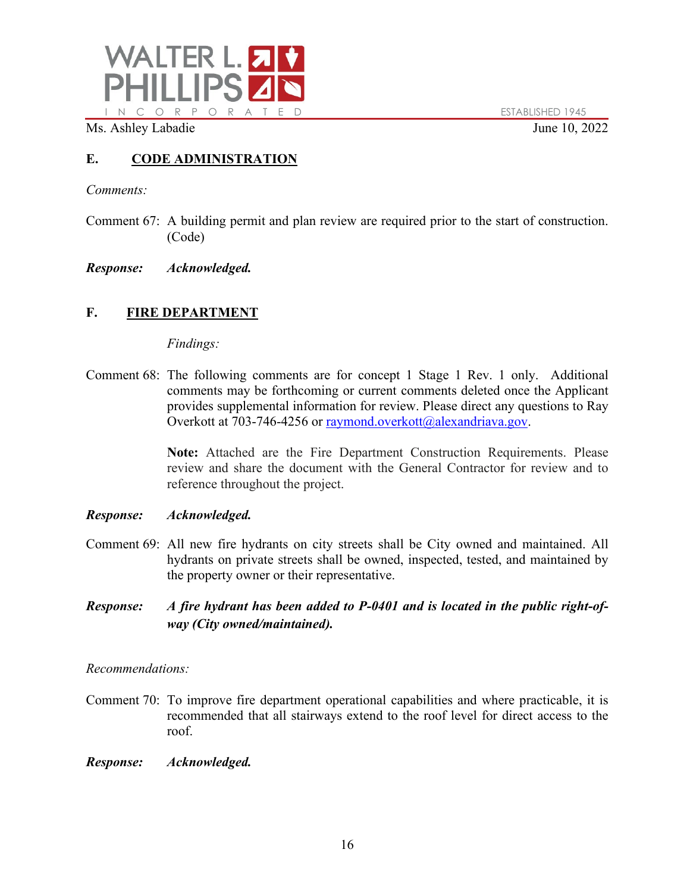Ms. Ashley Labadie June 10, 2022

## E. CODE ADMINISTRATION

*Comments:*

Comment 67: A building permit and plan review are required prior to the start of construction. (Code)

***Response:*** ***Acknowledged.***

## F. FIRE DEPARTMENT

*Findings:*

Comment 68: The following comments are for concept 1 Stage 1 Rev. 1 only. Additional comments may be forthcoming or current comments deleted once the Applicant provides supplemental information for review. Please direct any questions to Ray Overkott at 703-746-4256 or raymond.overkott@alexandriava.gov.

**Note:** Attached are the Fire Department Construction Requirements. Please review and share the document with the General Contractor for review and to reference throughout the project.

***Response:*** ***Acknowledged.***

Comment 69: All new fire hydrants on city streets shall be City owned and maintained. All hydrants on private streets shall be owned, inspected, tested, and maintained by the property owner or their representative.

***Response:*** ***A fire hydrant has been added to P-0401 and is located in the public right-of-way (City owned/maintained).***

*Recommendations:*

Comment 70: To improve fire department operational capabilities and where practicable, it is recommended that all stairways extend to the roof level for direct access to the roof.

***Response:*** ***Acknowledged.***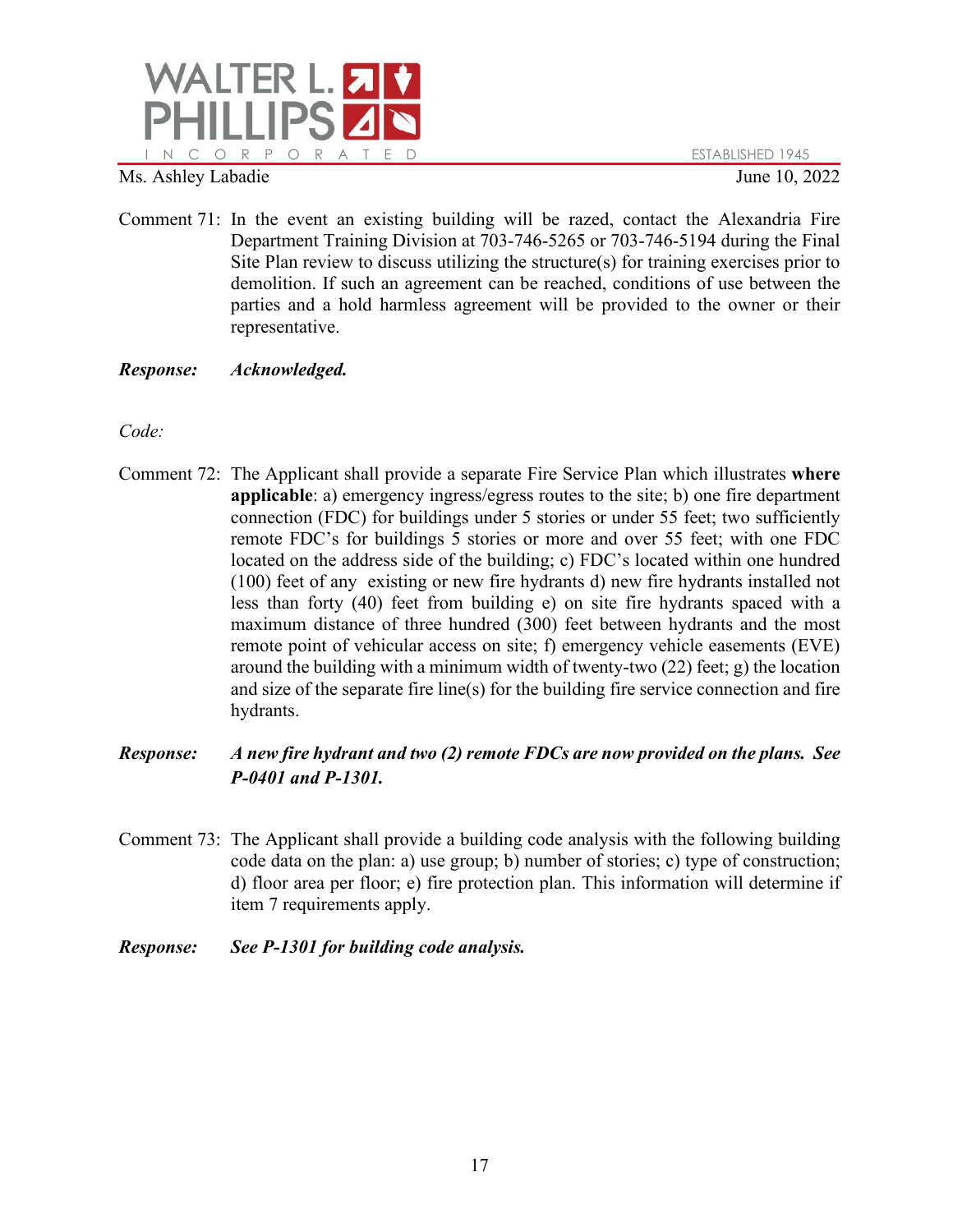Comment 71: In the event an existing building will be razed, contact the Alexandria Fire Department Training Division at 703-746-5265 or 703-746-5194 during the Final Site Plan review to discuss utilizing the structure(s) for training exercises prior to demolition. If such an agreement can be reached, conditions of use between the parties and a hold harmless agreement will be provided to the owner or their representative.

***Response:*** ***Acknowledged.***

*Code:*

Comment 72: The Applicant shall provide a separate Fire Service Plan which illustrates **where applicable**: a) emergency ingress/egress routes to the site; b) one fire department connection (FDC) for buildings under 5 stories or under 55 feet; two sufficiently remote FDC's for buildings 5 stories or more and over 55 feet; with one FDC located on the address side of the building; c) FDC's located within one hundred (100) feet of any existing or new fire hydrants d) new fire hydrants installed not less than forty (40) feet from building e) on site fire hydrants spaced with a maximum distance of three hundred (300) feet between hydrants and the most remote point of vehicular access on site; f) emergency vehicle easements (EVE) around the building with a minimum width of twenty-two (22) feet; g) the location and size of the separate fire line(s) for the building fire service connection and fire hydrants.

***Response:*** ***A new fire hydrant and two (2) remote FDCs are now provided on the plans. See P-0401 and P-1301.***

Comment 73: The Applicant shall provide a building code analysis with the following building code data on the plan: a) use group; b) number of stories; c) type of construction; d) floor area per floor; e) fire protection plan. This information will determine if item 7 requirements apply.

***Response:*** ***See P-1301 for building code analysis.***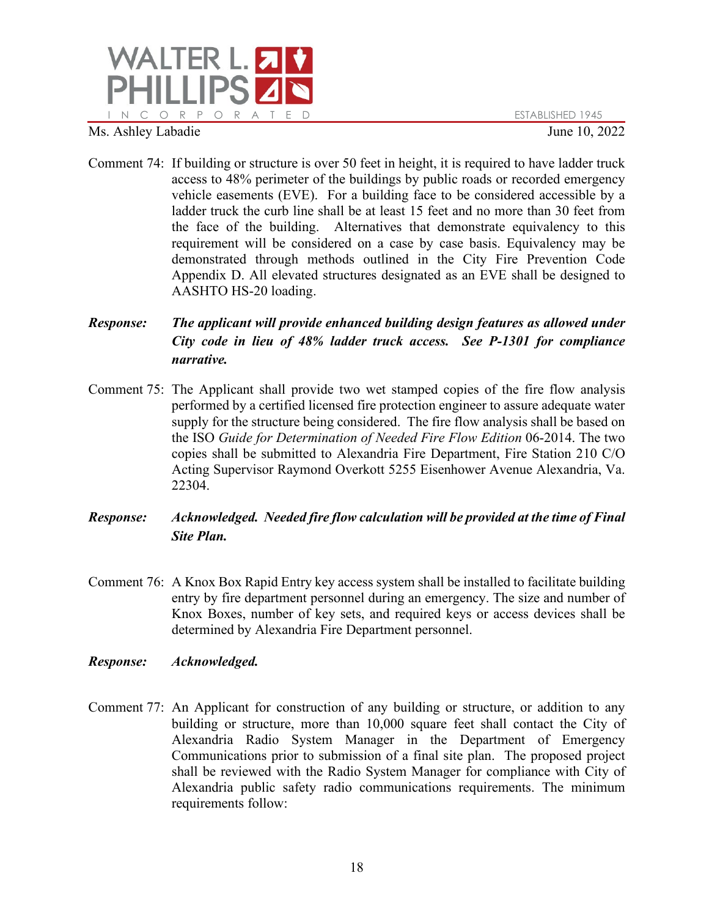Comment 74: If building or structure is over 50 feet in height, it is required to have ladder truck access to 48% perimeter of the buildings by public roads or recorded emergency vehicle easements (EVE). For a building face to be considered accessible by a ladder truck the curb line shall be at least 15 feet and no more than 30 feet from the face of the building. Alternatives that demonstrate equivalency to this requirement will be considered on a case by case basis. Equivalency may be demonstrated through methods outlined in the City Fire Prevention Code Appendix D. All elevated structures designated as an EVE shall be designed to AASHTO HS-20 loading.

***Response:*** ***The applicant will provide enhanced building design features as allowed under City code in lieu of 48% ladder truck access. See P-1301 for compliance narrative.***

Comment 75: The Applicant shall provide two wet stamped copies of the fire flow analysis performed by a certified licensed fire protection engineer to assure adequate water supply for the structure being considered. The fire flow analysis shall be based on the ISO *Guide for Determination of Needed Fire Flow Edition* 06-2014. The two copies shall be submitted to Alexandria Fire Department, Fire Station 210 C/O Acting Supervisor Raymond Overkott 5255 Eisenhower Avenue Alexandria, Va. 22304.

***Response:*** ***Acknowledged. Needed fire flow calculation will be provided at the time of Final Site Plan.***

Comment 76: A Knox Box Rapid Entry key access system shall be installed to facilitate building entry by fire department personnel during an emergency. The size and number of Knox Boxes, number of key sets, and required keys or access devices shall be determined by Alexandria Fire Department personnel.

***Response:*** ***Acknowledged.***

Comment 77: An Applicant for construction of any building or structure, or addition to any building or structure, more than 10,000 square feet shall contact the City of Alexandria Radio System Manager in the Department of Emergency Communications prior to submission of a final site plan. The proposed project shall be reviewed with the Radio System Manager for compliance with City of Alexandria public safety radio communications requirements. The minimum requirements follow: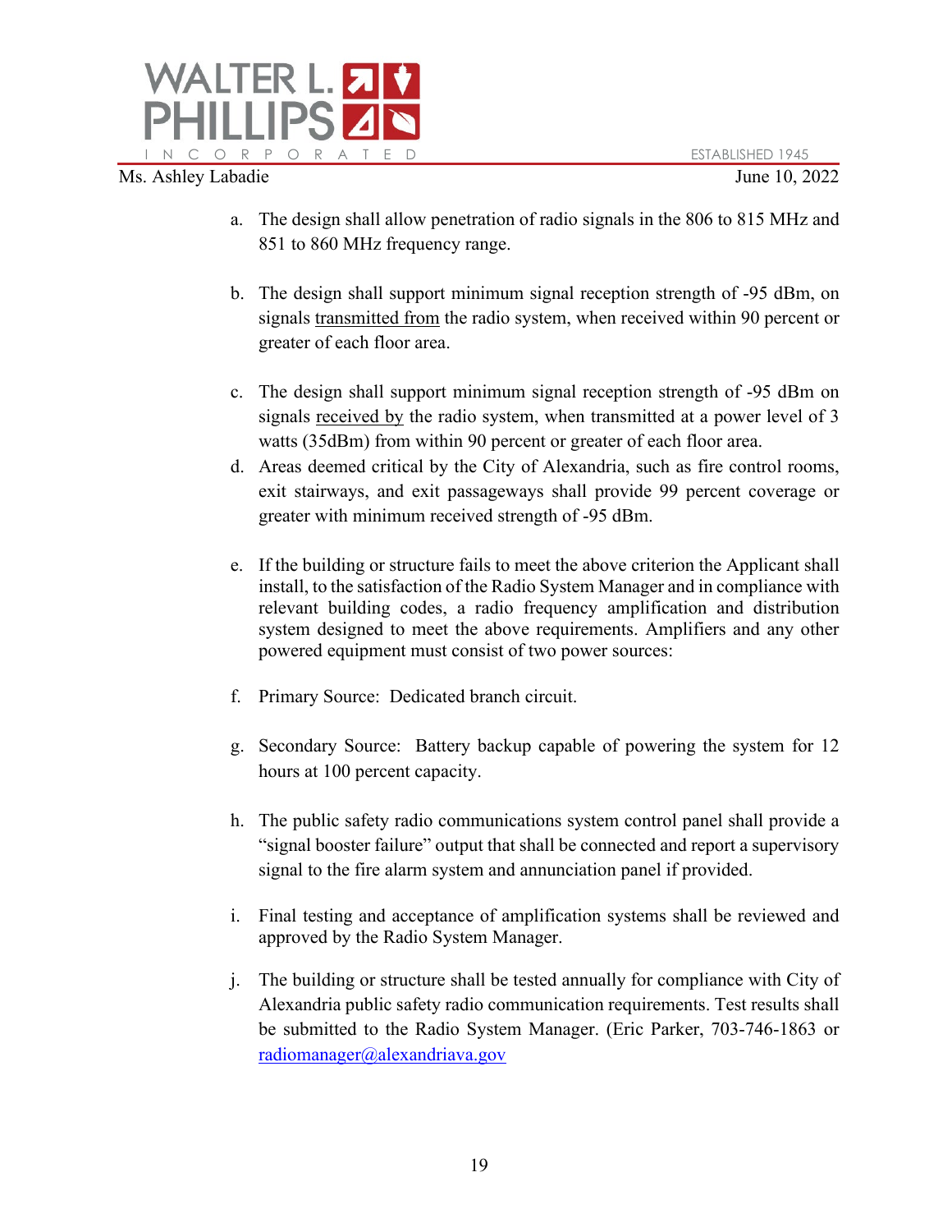a. The design shall allow penetration of radio signals in the 806 to 815 MHz and 851 to 860 MHz frequency range.

b. The design shall support minimum signal reception strength of -95 dBm, on signals transmitted from the radio system, when received within 90 percent or greater of each floor area.

c. The design shall support minimum signal reception strength of -95 dBm on signals received by the radio system, when transmitted at a power level of 3 watts (35dBm) from within 90 percent or greater of each floor area.

d. Areas deemed critical by the City of Alexandria, such as fire control rooms, exit stairways, and exit passageways shall provide 99 percent coverage or greater with minimum received strength of -95 dBm.

e. If the building or structure fails to meet the above criterion the Applicant shall install, to the satisfaction of the Radio System Manager and in compliance with relevant building codes, a radio frequency amplification and distribution system designed to meet the above requirements. Amplifiers and any other powered equipment must consist of two power sources:

f. Primary Source: Dedicated branch circuit.

g. Secondary Source: Battery backup capable of powering the system for 12 hours at 100 percent capacity.

h. The public safety radio communications system control panel shall provide a "signal booster failure" output that shall be connected and report a supervisory signal to the fire alarm system and annunciation panel if provided.

i. Final testing and acceptance of amplification systems shall be reviewed and approved by the Radio System Manager.

j. The building or structure shall be tested annually for compliance with City of Alexandria public safety radio communication requirements. Test results shall be submitted to the Radio System Manager. (Eric Parker, 703-746-1863 or radiomanager@alexandriava.gov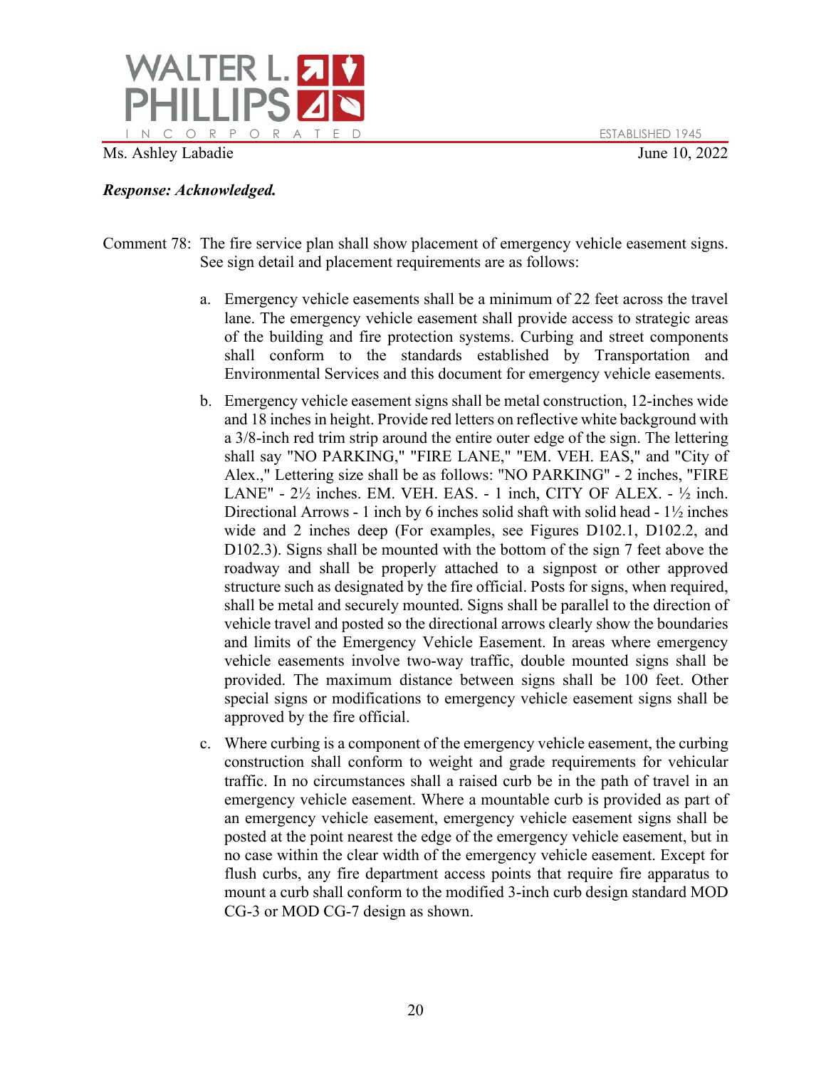*Response: Acknowledged.*

Comment 78: The fire service plan shall show placement of emergency vehicle easement signs. See sign detail and placement requirements are as follows:

a. Emergency vehicle easements shall be a minimum of 22 feet across the travel lane. The emergency vehicle easement shall provide access to strategic areas of the building and fire protection systems. Curbing and street components shall conform to the standards established by Transportation and Environmental Services and this document for emergency vehicle easements.

b. Emergency vehicle easement signs shall be metal construction, 12-inches wide and 18 inches in height. Provide red letters on reflective white background with a 3/8-inch red trim strip around the entire outer edge of the sign. The lettering shall say "NO PARKING," "FIRE LANE," "EM. VEH. EAS," and "City of Alex.," Lettering size shall be as follows: "NO PARKING" - 2 inches, "FIRE LANE" - 2½ inches. EM. VEH. EAS. - 1 inch, CITY OF ALEX. - ½ inch. Directional Arrows - 1 inch by 6 inches solid shaft with solid head - 1½ inches wide and 2 inches deep (For examples, see Figures D102.1, D102.2, and D102.3). Signs shall be mounted with the bottom of the sign 7 feet above the roadway and shall be properly attached to a signpost or other approved structure such as designated by the fire official. Posts for signs, when required, shall be metal and securely mounted. Signs shall be parallel to the direction of vehicle travel and posted so the directional arrows clearly show the boundaries and limits of the Emergency Vehicle Easement. In areas where emergency vehicle easements involve two-way traffic, double mounted signs shall be provided. The maximum distance between signs shall be 100 feet. Other special signs or modifications to emergency vehicle easement signs shall be approved by the fire official.

c. Where curbing is a component of the emergency vehicle easement, the curbing construction shall conform to weight and grade requirements for vehicular traffic. In no circumstances shall a raised curb be in the path of travel in an emergency vehicle easement. Where a mountable curb is provided as part of an emergency vehicle easement, emergency vehicle easement signs shall be posted at the point nearest the edge of the emergency vehicle easement, but in no case within the clear width of the emergency vehicle easement. Except for flush curbs, any fire department access points that require fire apparatus to mount a curb shall conform to the modified 3-inch curb design standard MOD CG-3 or MOD CG-7 design as shown.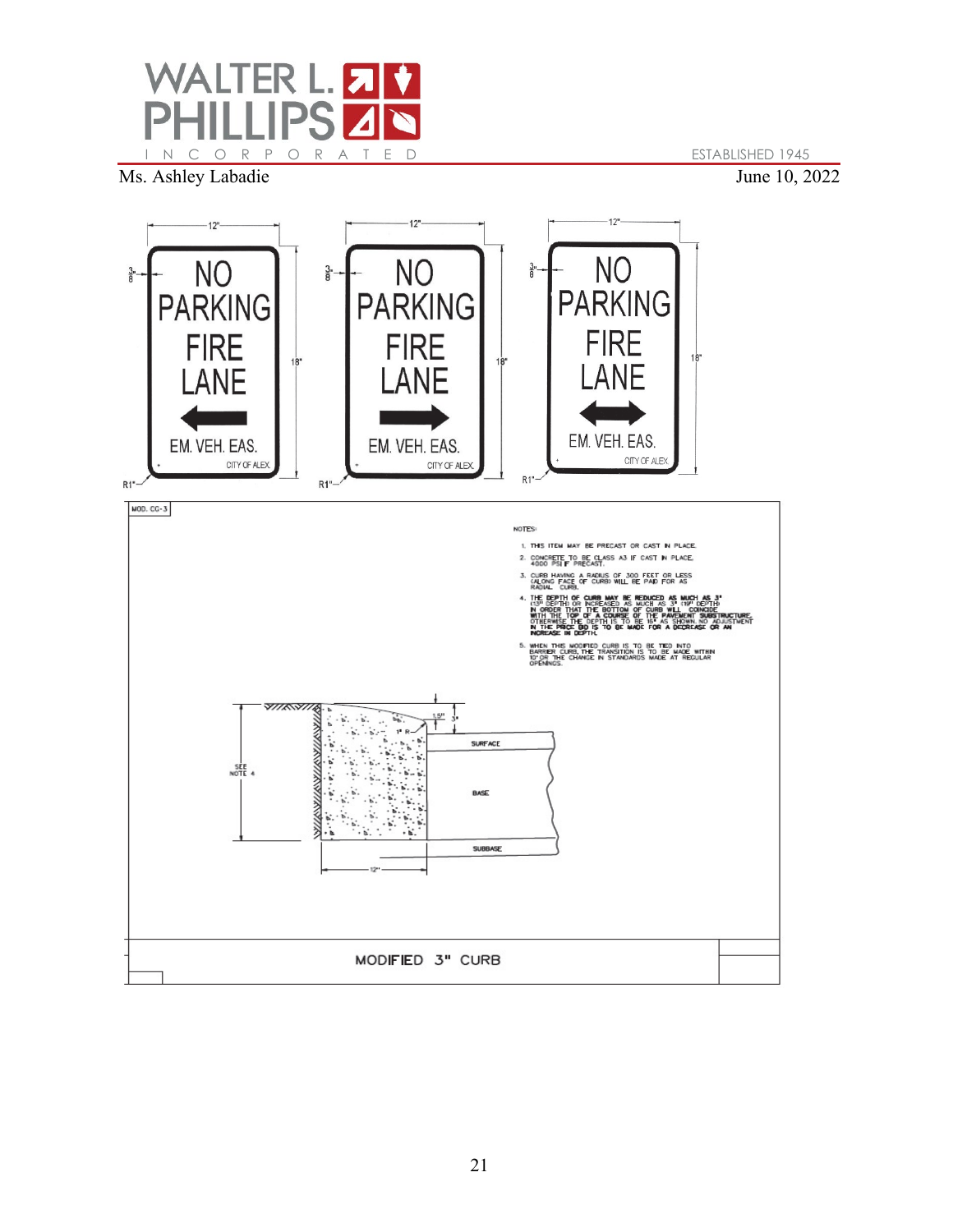Ms. Ashley Labadie June 10, 2022

12"

NO
PARKING
FIRE
LANE

EM. VEH. EAS.

CITY OF ALEX.

3/8" 18" R1"

12"

NO
PARKING
FIRE
LANE

EM. VEH. EAS.

CITY OF ALEX.

3/8" 18" R1"

12"

NO
PARKING
FIRE
LANE

EM. VEH. EAS.

CITY OF ALEX.

3/8" 18" R1"

MOD. CG-3

NOTES:

1. THIS ITEM MAY BE PRECAST OR CAST IN PLACE.
2. CONCRETE TO BE CLASS A3 IF CAST IN PLACE. 4000 PSI IF PRECAST.
3. CURB HAVING A RADIUS OF 300 FEET OR LESS (ALONG FACE OF CURB) WILL BE PAID FOR AS RADIAL CURB.
4. THE DEPTH OF CURB MAY BE REDUCED AS MUCH AS 3" (13" DEPTH) OR INCREASED AS MUCH AS 3" (19" DEPTH) IN ORDER THAT THE BOTTOM OF CURB WILL COINCIDE WITH THE TOP OF A COURSE OF THE PAVEMENT SUBSTRUCTURE. OTHERWISE THE DEPTH IS TO BE 16" AS SHOWN. NO ADJUSTMENT IN THE PRICE BID IS TO BE MADE FOR A DECREASE OR AN INCREASE IN DEPTH.
5. WHEN THIS MODIFIED CURB IS TO BE TIED INTO BARRIER CURB, THE TRANSITION IS TO BE MADE WITHIN 10' OR THE CHANGE IN STANDARDS MADE AT REGULAR OPENINGS.

SEE NOTE 4

1" R

1/2" 3"

SURFACE

BASE

SUBBASE

12"

MODIFIED 3" CURB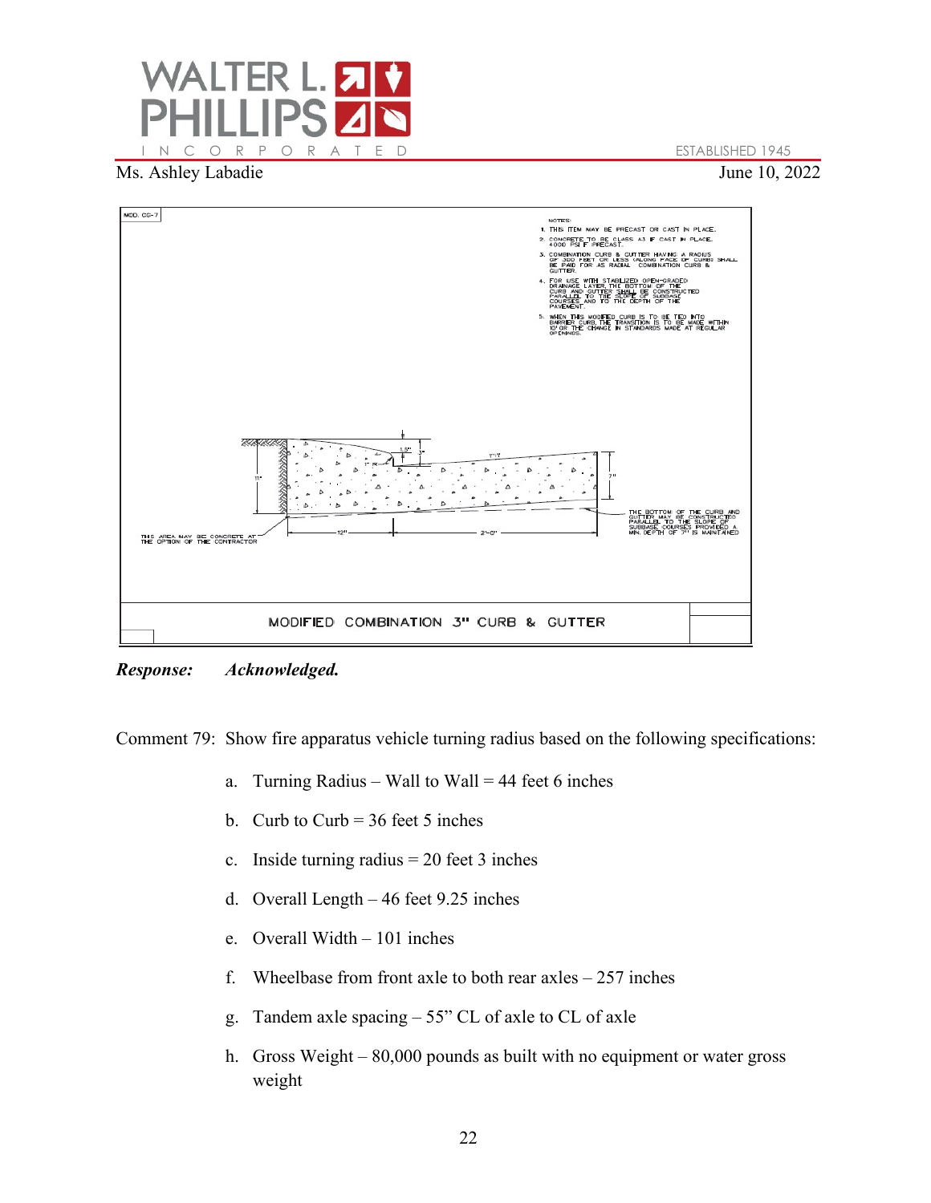Ms. Ashley Labadie June 10, 2022

MOD. CG-7

NOTES:

1. THIS ITEM MAY BE PRECAST OR CAST IN PLACE.
2. CONCRETE TO BE CLASS A3 IF CAST IN PLACE. 4000 PSI IF PRECAST.
3. COMBINATION CURB & GUTTER HAVING A RADIUS OF 300 FEET OR LESS (ALONG FACE OF CURB) SHALL BE PAID FOR AS RADIAL COMBINATION CURB & GUTTER.
4. FOR USE WITH STABILIZED OPEN-GRADED DRAINAGE LAYER, THE BOTTOM OF THE CURB AND GUTTER SHALL BE CONSTRUCTED PARALLEL TO THE SLOPE OF SUBBASE COURSES AND TO THE DEPTH OF THE PAVEMENT.
5. WHEN THIS MODIFIED CURB IS TO BE TIED INTO BARRIER CURB, THE TRANSITION IS TO BE MADE WITHIN 10' OR THE CHANGE IN STANDARDS MADE AT REGULAR OPENINGS.

1.5" | 3" | 1" R | 1"/1' | 11" | 7" | 12" | 2'-0"

THIS AREA MAY BE CONCRETE AT THE OPTION OF THE CONTRACTOR

THE BOTTOM OF THE CURB AND GUTTER MAY BE CONSTRUCTED PARALLEL TO THE SLOPE OF SUBBASE COURSES PROVIDED A MIN. DEPTH OF 7" IS MAINTAINED

MODIFIED COMBINATION 3" CURB & GUTTER

***Response: Acknowledged.***

Comment 79: Show fire apparatus vehicle turning radius based on the following specifications:

a. Turning Radius – Wall to Wall = 44 feet 6 inches
b. Curb to Curb = 36 feet 5 inches
c. Inside turning radius = 20 feet 3 inches
d. Overall Length – 46 feet 9.25 inches
e. Overall Width – 101 inches
f. Wheelbase from front axle to both rear axles – 257 inches
g. Tandem axle spacing – 55” CL of axle to CL of axle
h. Gross Weight – 80,000 pounds as built with no equipment or water gross weight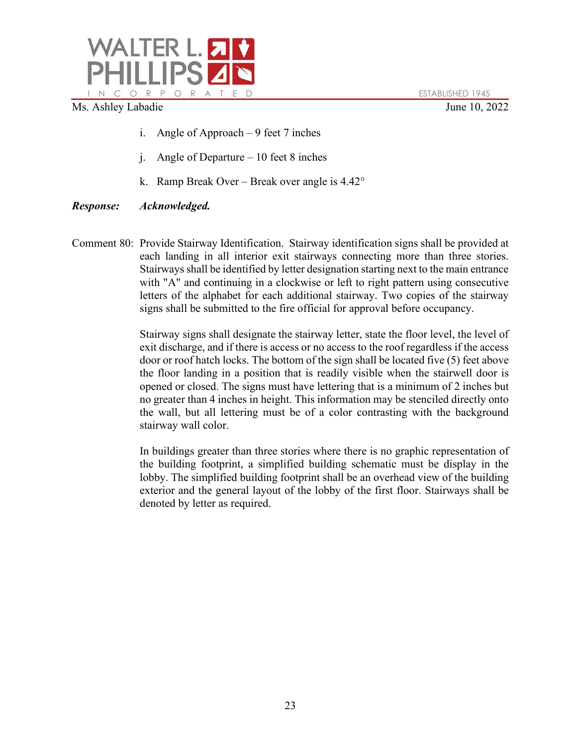i. Angle of Approach – 9 feet 7 inches

j. Angle of Departure – 10 feet 8 inches

k. Ramp Break Over – Break over angle is 4.42°

***Response:*** ***Acknowledged.***

Comment 80: Provide Stairway Identification. Stairway identification signs shall be provided at each landing in all interior exit stairways connecting more than three stories. Stairways shall be identified by letter designation starting next to the main entrance with "A" and continuing in a clockwise or left to right pattern using consecutive letters of the alphabet for each additional stairway. Two copies of the stairway signs shall be submitted to the fire official for approval before occupancy.

Stairway signs shall designate the stairway letter, state the floor level, the level of exit discharge, and if there is access or no access to the roof regardless if the access door or roof hatch locks. The bottom of the sign shall be located five (5) feet above the floor landing in a position that is readily visible when the stairwell door is opened or closed. The signs must have lettering that is a minimum of 2 inches but no greater than 4 inches in height. This information may be stenciled directly onto the wall, but all lettering must be of a color contrasting with the background stairway wall color.

In buildings greater than three stories where there is no graphic representation of the building footprint, a simplified building schematic must be display in the lobby. The simplified building footprint shall be an overhead view of the building exterior and the general layout of the lobby of the first floor. Stairways shall be denoted by letter as required.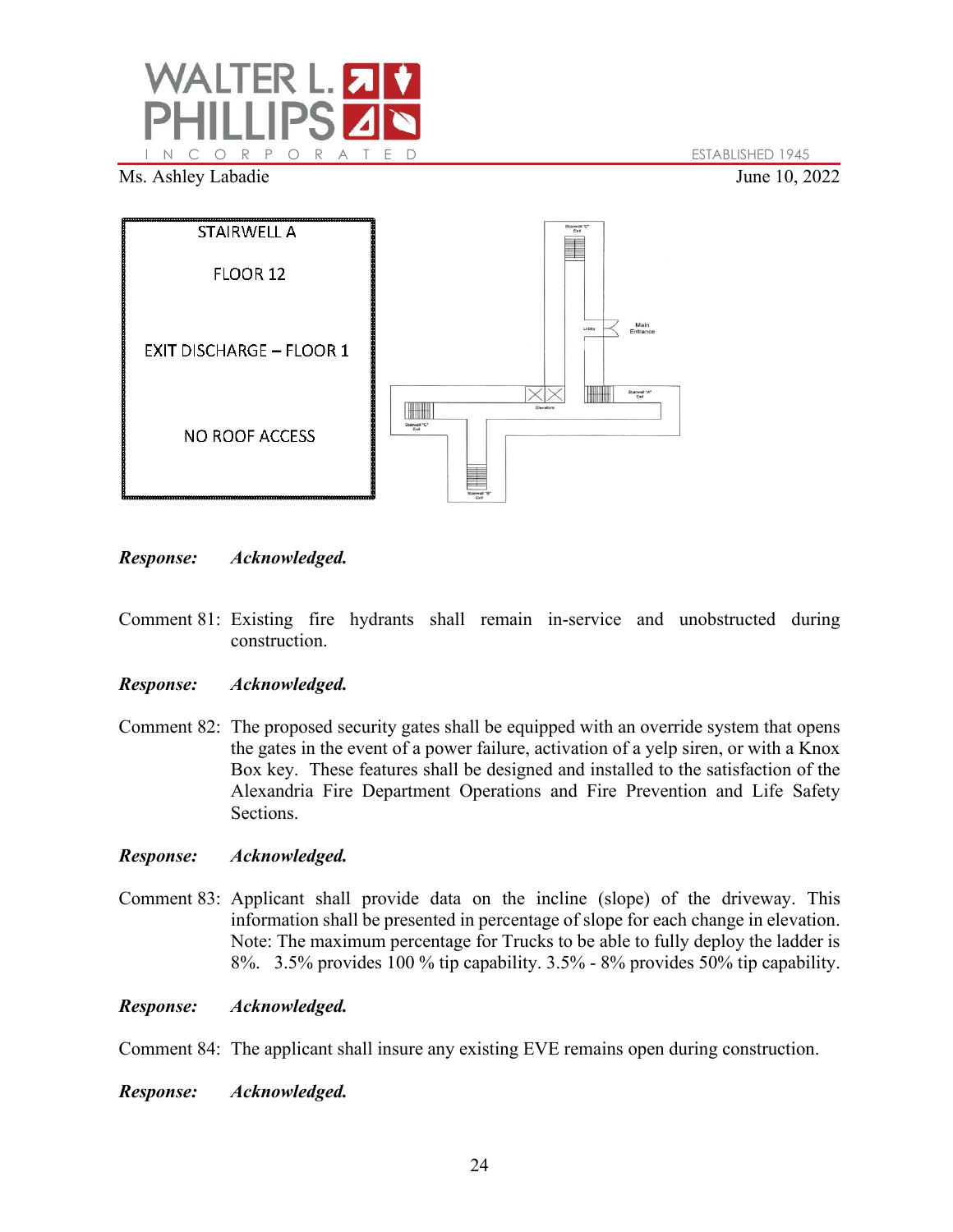STAIRWELL A

FLOOR 12

EXIT DISCHARGE – FLOOR 1

NO ROOF ACCESS

***Response:*** ***Acknowledged.***

Comment 81: Existing fire hydrants shall remain in-service and unobstructed during construction.

***Response:*** ***Acknowledged.***

Comment 82: The proposed security gates shall be equipped with an override system that opens the gates in the event of a power failure, activation of a yelp siren, or with a Knox Box key. These features shall be designed and installed to the satisfaction of the Alexandria Fire Department Operations and Fire Prevention and Life Safety Sections.

***Response:*** ***Acknowledged.***

Comment 83: Applicant shall provide data on the incline (slope) of the driveway. This information shall be presented in percentage of slope for each change in elevation. Note: The maximum percentage for Trucks to be able to fully deploy the ladder is 8%. 3.5% provides 100 % tip capability. 3.5% - 8% provides 50% tip capability.

***Response:*** ***Acknowledged.***

Comment 84: The applicant shall insure any existing EVE remains open during construction.

***Response:*** ***Acknowledged.***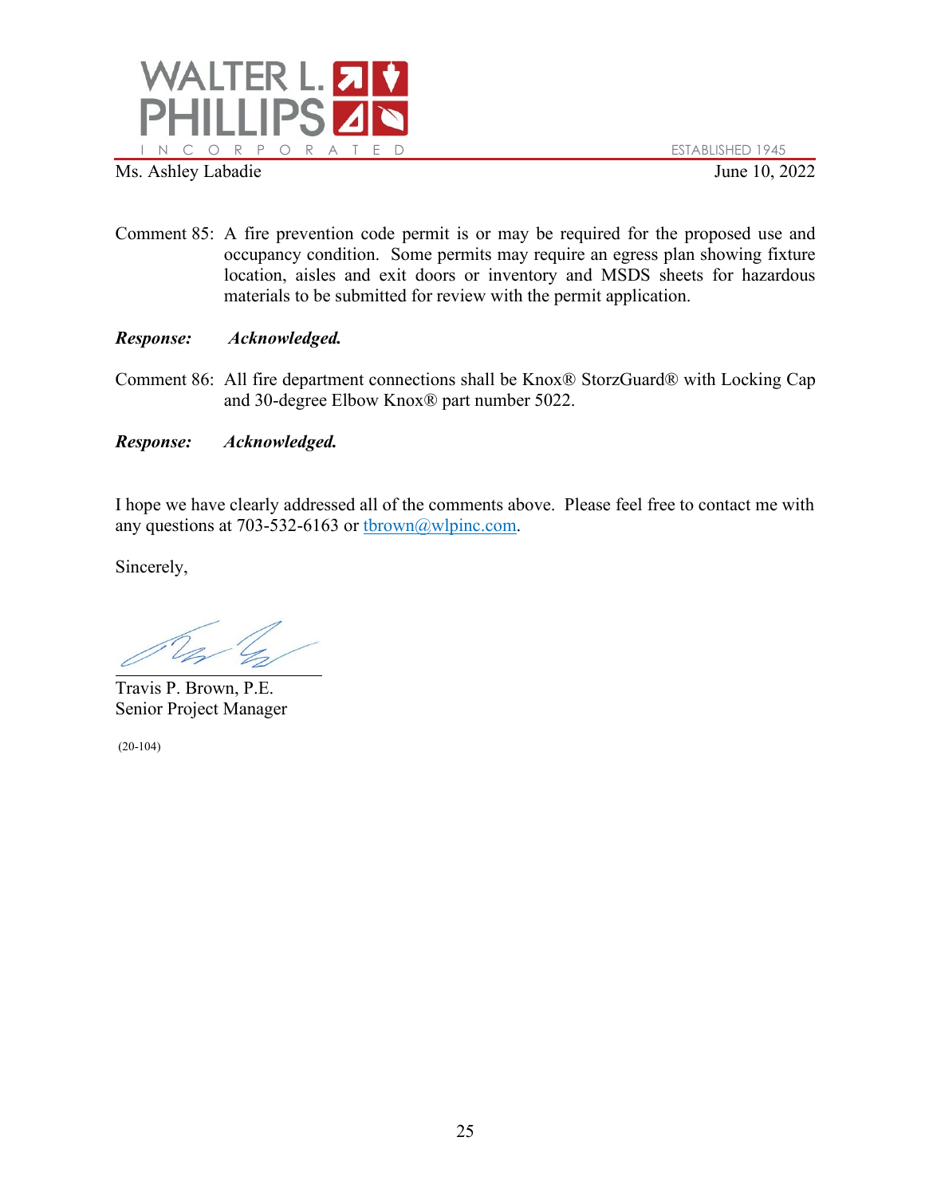Comment 85: A fire prevention code permit is or may be required for the proposed use and occupancy condition. Some permits may require an egress plan showing fixture location, aisles and exit doors or inventory and MSDS sheets for hazardous materials to be submitted for review with the permit application.

***Response:*** ***Acknowledged.***

Comment 86: All fire department connections shall be Knox® StorzGuard® with Locking Cap and 30-degree Elbow Knox® part number 5022.

***Response:*** ***Acknowledged.***

I hope we have clearly addressed all of the comments above. Please feel free to contact me with any questions at 703-532-6163 or tbrown@wlpinc.com.

Sincerely,

Travis P. Brown, P.E.
Senior Project Manager

(20-104)